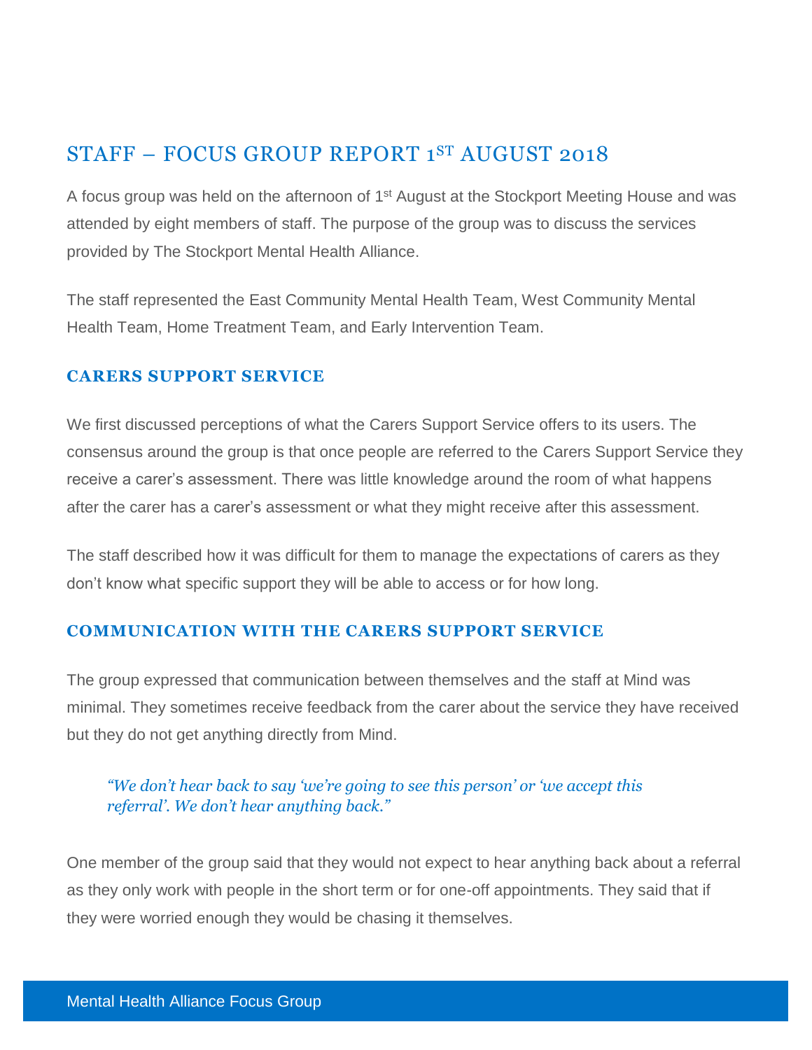# STAFF – FOCUS GROUP REPORT 1ST AUGUST 2018

A focus group was held on the afternoon of 1st August at the Stockport Meeting House and was attended by eight members of staff. The purpose of the group was to discuss the services provided by The Stockport Mental Health Alliance.

The staff represented the East Community Mental Health Team, West Community Mental Health Team, Home Treatment Team, and Early Intervention Team.

## CARERS SUPPORT SERVICE

We first discussed perceptions of what the Carers Support Service offers to its users. The consensus around the group is that once people are referred to the Carers Support Service they receive a carer's assessment. There was little knowledge around the room of what happens after the carer has a carer's assessment or what they might receive after this assessment.

The staff described how it was difficult for them to manage the expectations of carers as they don't know what specific support they will be able to access or for how long.

## COMMUNICATION WITH THE CARERS SUPPORT SERVICE

The group expressed that communication between themselves and the staff at Mind was minimal. They sometimes receive feedback from the carer about the service they have received but they do not get anything directly from Mind.

> *"We don't hear back to say 'we're going to see this person' or 'we accept this referral'. We don't hear anything back."*

One member of the group said that they would not expect to hear anything back about a referral as they only work with people in the short term or for one-off appointments. They said that if they were worried enough they would be chasing it themselves.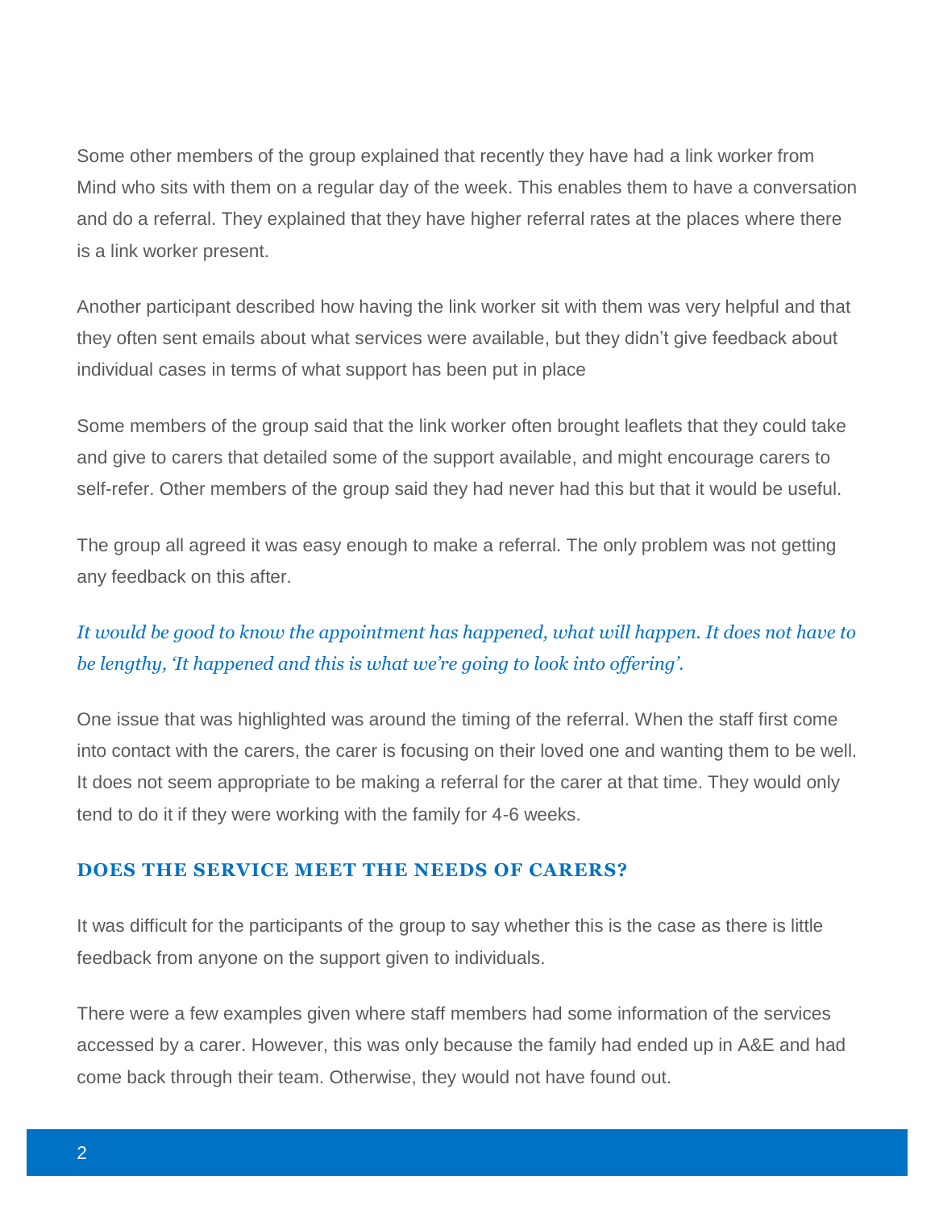Some other members of the group explained that recently they have had a link worker from Mind who sits with them on a regular day of the week. This enables them to have a conversation and do a referral. They explained that they have higher referral rates at the places where there is a link worker present.

Another participant described how having the link worker sit with them was very helpful and that they often sent emails about what services were available, but they didn't give feedback about individual cases in terms of what support has been put in place

Some members of the group said that the link worker often brought leaflets that they could take and give to carers that detailed some of the support available, and might encourage carers to self-refer. Other members of the group said they had never had this but that it would be useful.

The group all agreed it was easy enough to make a referral. The only problem was not getting any feedback on this after.

*It would be good to know the appointment has happened, what will happen. It does not have to be lengthy, 'It happened and this is what we're going to look into offering'.*

One issue that was highlighted was around the timing of the referral. When the staff first come into contact with the carers, the carer is focusing on their loved one and wanting them to be well. It does not seem appropriate to be making a referral for the carer at that time. They would only tend to do it if they were working with the family for 4-6 weeks.

### DOES THE SERVICE MEET THE NEEDS OF CARERS?

It was difficult for the participants of the group to say whether this is the case as there is little feedback from anyone on the support given to individuals.

There were a few examples given where staff members had some information of the services accessed by a carer. However, this was only because the family had ended up in A&E and had come back through their team. Otherwise, they would not have found out.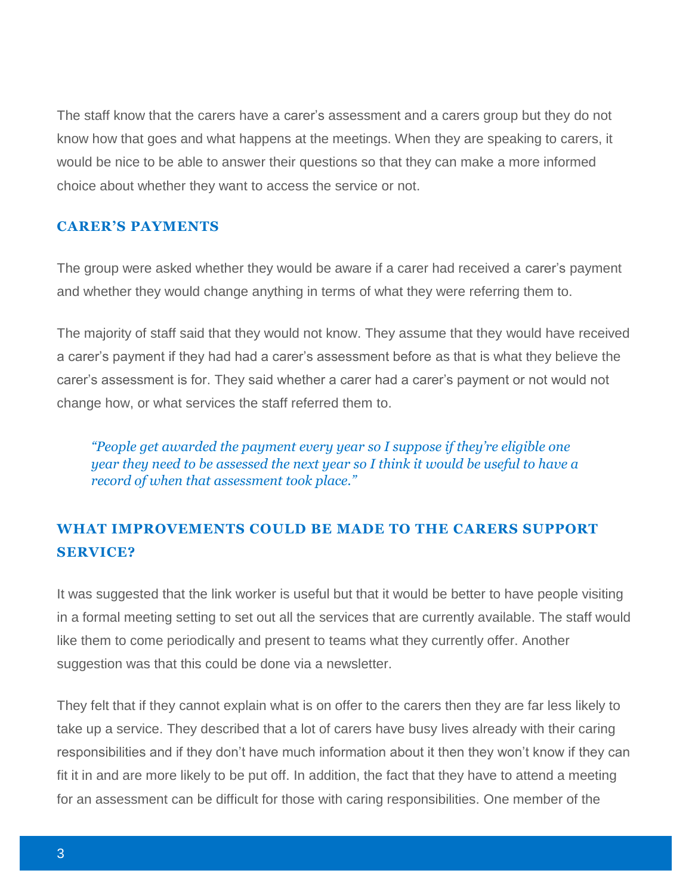The staff know that the carers have a carer's assessment and a carers group but they do not know how that goes and what happens at the meetings. When they are speaking to carers, it would be nice to be able to answer their questions so that they can make a more informed choice about whether they want to access the service or not.

### CARER'S PAYMENTS

The group were asked whether they would be aware if a carer had received a carer's payment and whether they would change anything in terms of what they were referring them to.

The majority of staff said that they would not know. They assume that they would have received a carer's payment if they had had a carer's assessment before as that is what they believe the carer's assessment is for. They said whether a carer had a carer's payment or not would not change how, or what services the staff referred them to.

> *"People get awarded the payment every year so I suppose if they're eligible one year they need to be assessed the next year so I think it would be useful to have a record of when that assessment took place."*

### WHAT IMPROVEMENTS COULD BE MADE TO THE CARERS SUPPORT SERVICE?

It was suggested that the link worker is useful but that it would be better to have people visiting in a formal meeting setting to set out all the services that are currently available. The staff would like them to come periodically and present to teams what they currently offer. Another suggestion was that this could be done via a newsletter.

They felt that if they cannot explain what is on offer to the carers then they are far less likely to take up a service. They described that a lot of carers have busy lives already with their caring responsibilities and if they don't have much information about it then they won't know if they can fit it in and are more likely to be put off. In addition, the fact that they have to attend a meeting for an assessment can be difficult for those with caring responsibilities. One member of the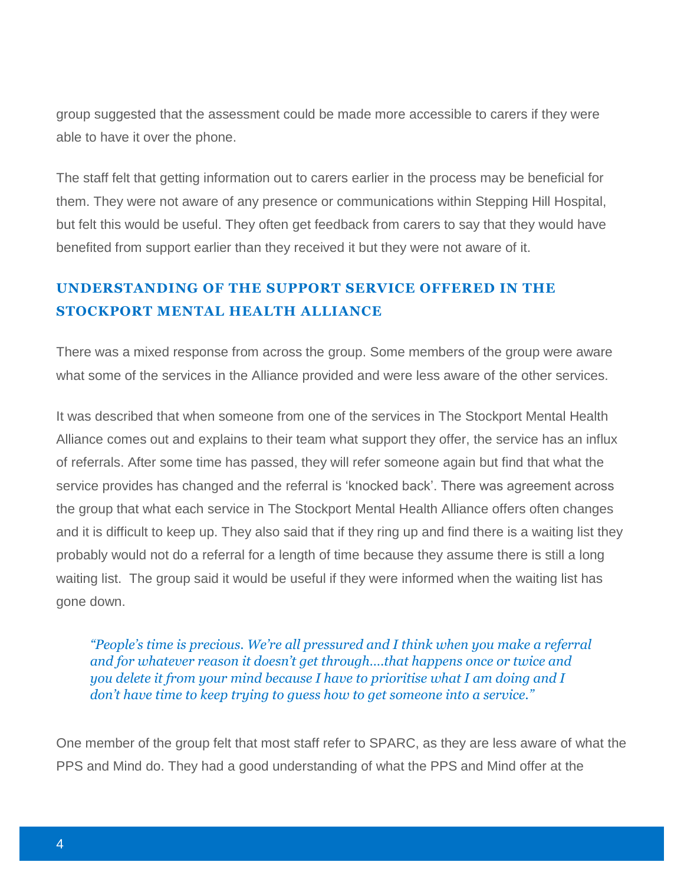group suggested that the assessment could be made more accessible to carers if they were able to have it over the phone.

The staff felt that getting information out to carers earlier in the process may be beneficial for them. They were not aware of any presence or communications within Stepping Hill Hospital, but felt this would be useful. They often get feedback from carers to say that they would have benefited from support earlier than they received it but they were not aware of it.

## UNDERSTANDING OF THE SUPPORT SERVICE OFFERED IN THE STOCKPORT MENTAL HEALTH ALLIANCE

There was a mixed response from across the group. Some members of the group were aware what some of the services in the Alliance provided and were less aware of the other services.

It was described that when someone from one of the services in The Stockport Mental Health Alliance comes out and explains to their team what support they offer, the service has an influx of referrals. After some time has passed, they will refer someone again but find that what the service provides has changed and the referral is 'knocked back'. There was agreement across the group that what each service in The Stockport Mental Health Alliance offers often changes and it is difficult to keep up. They also said that if they ring up and find there is a waiting list they probably would not do a referral for a length of time because they assume there is still a long waiting list. The group said it would be useful if they were informed when the waiting list has gone down.

> *"People's time is precious. We're all pressured and I think when you make a referral and for whatever reason it doesn't get through....that happens once or twice and you delete it from your mind because I have to prioritise what I am doing and I don't have time to keep trying to guess how to get someone into a service."*

One member of the group felt that most staff refer to SPARC, as they are less aware of what the PPS and Mind do. They had a good understanding of what the PPS and Mind offer at the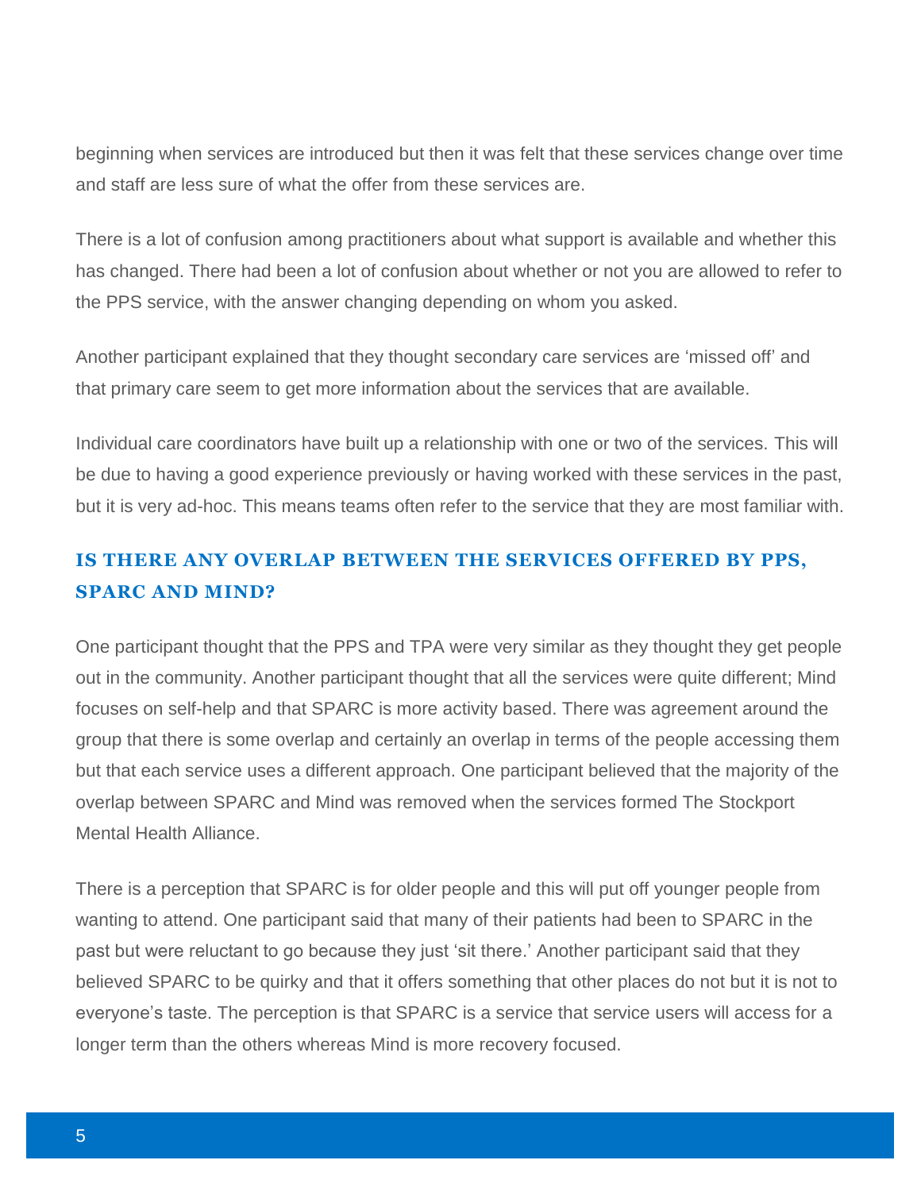beginning when services are introduced but then it was felt that these services change over time and staff are less sure of what the offer from these services are.

There is a lot of confusion among practitioners about what support is available and whether this has changed. There had been a lot of confusion about whether or not you are allowed to refer to the PPS service, with the answer changing depending on whom you asked.

Another participant explained that they thought secondary care services are 'missed off' and that primary care seem to get more information about the services that are available.

Individual care coordinators have built up a relationship with one or two of the services. This will be due to having a good experience previously or having worked with these services in the past, but it is very ad-hoc. This means teams often refer to the service that they are most familiar with.

## IS THERE ANY OVERLAP BETWEEN THE SERVICES OFFERED BY PPS, SPARC AND MIND?

One participant thought that the PPS and TPA were very similar as they thought they get people out in the community. Another participant thought that all the services were quite different; Mind focuses on self-help and that SPARC is more activity based. There was agreement around the group that there is some overlap and certainly an overlap in terms of the people accessing them but that each service uses a different approach. One participant believed that the majority of the overlap between SPARC and Mind was removed when the services formed The Stockport Mental Health Alliance.

There is a perception that SPARC is for older people and this will put off younger people from wanting to attend. One participant said that many of their patients had been to SPARC in the past but were reluctant to go because they just 'sit there.' Another participant said that they believed SPARC to be quirky and that it offers something that other places do not but it is not to everyone's taste. The perception is that SPARC is a service that service users will access for a longer term than the others whereas Mind is more recovery focused.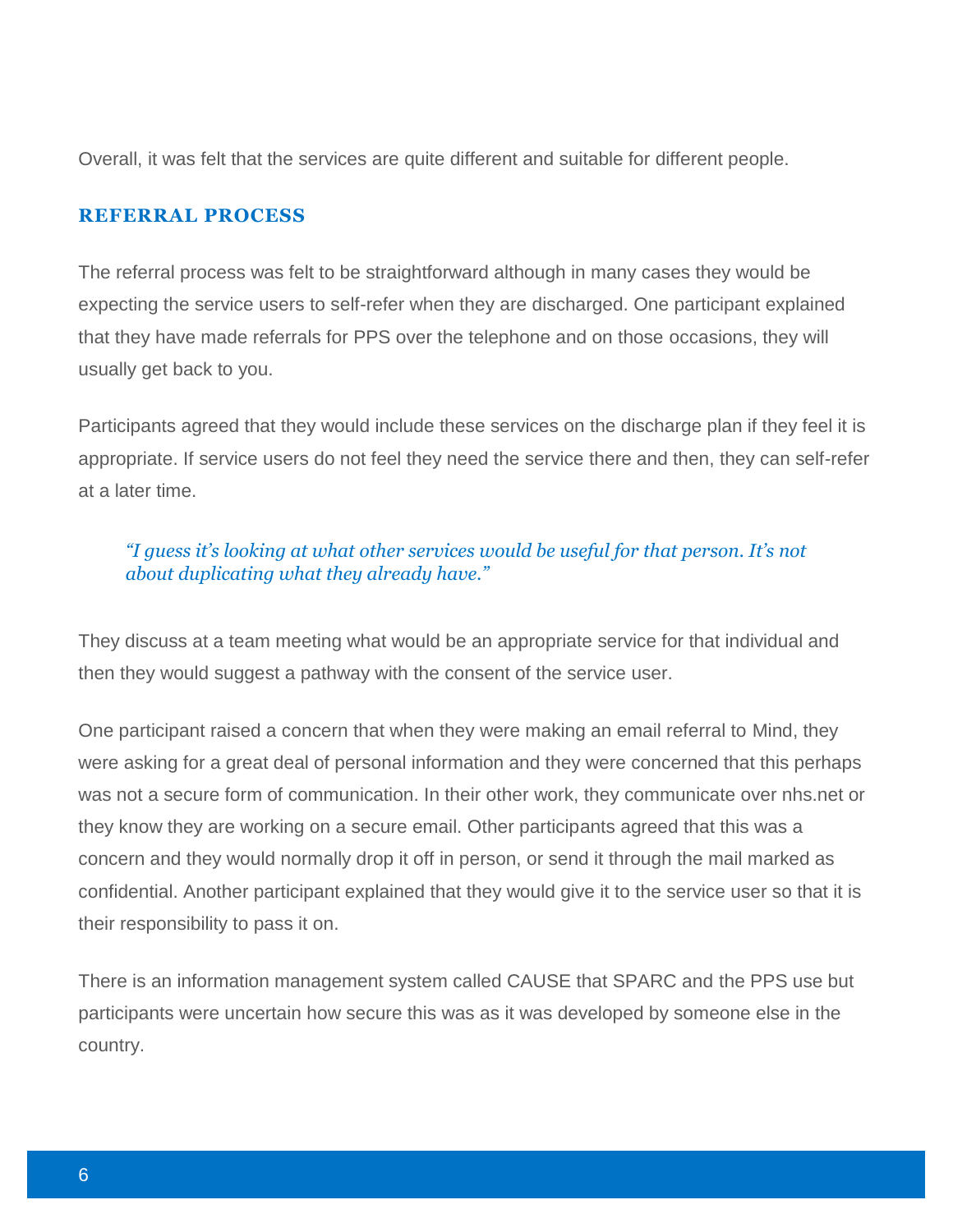Overall, it was felt that the services are quite different and suitable for different people.

## REFERRAL PROCESS

The referral process was felt to be straightforward although in many cases they would be expecting the service users to self-refer when they are discharged. One participant explained that they have made referrals for PPS over the telephone and on those occasions, they will usually get back to you.

Participants agreed that they would include these services on the discharge plan if they feel it is appropriate. If service users do not feel they need the service there and then, they can self-refer at a later time.

> *"I guess it's looking at what other services would be useful for that person. It's not about duplicating what they already have."*

They discuss at a team meeting what would be an appropriate service for that individual and then they would suggest a pathway with the consent of the service user.

One participant raised a concern that when they were making an email referral to Mind, they were asking for a great deal of personal information and they were concerned that this perhaps was not a secure form of communication. In their other work, they communicate over nhs.net or they know they are working on a secure email. Other participants agreed that this was a concern and they would normally drop it off in person, or send it through the mail marked as confidential. Another participant explained that they would give it to the service user so that it is their responsibility to pass it on.

There is an information management system called CAUSE that SPARC and the PPS use but participants were uncertain how secure this was as it was developed by someone else in the country.